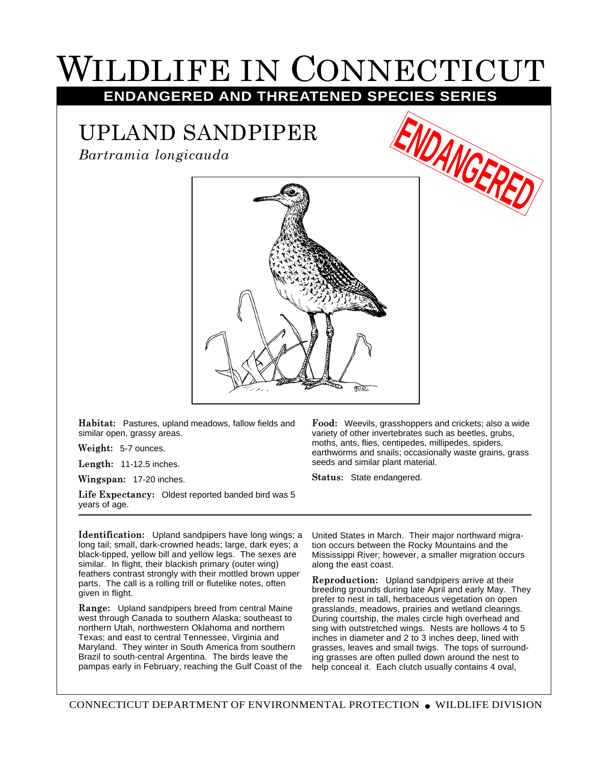# Wildlife in Connecticut

## ENDANGERED AND THREATENED SPECIES SERIES

## UPLAND SANDPIPER

*Bartramia longicauda*

ENDANGERED

**Habitat:** Pastures, upland meadows, fallow fields and similar open, grassy areas.

**Weight:** 5-7 ounces.

**Length:** 11-12.5 inches.

**Wingspan:** 17-20 inches.

**Life Expectancy:** Oldest reported banded bird was 5 years of age.

**Food:** Weevils, grasshoppers and crickets; also a wide variety of other invertebrates such as beetles, grubs, moths, ants, flies, centipedes, millipedes, spiders, earthworms and snails; occasionally waste grains, grass seeds and similar plant material.

**Status:** State endangered.

---

**Identification:** Upland sandpipers have long wings; a long tail; small, dark-crowned heads; large, dark eyes; a black-tipped, yellow bill and yellow legs. The sexes are similar. In flight, their blackish primary (outer wing) feathers contrast strongly with their mottled brown upper parts. The call is a rolling trill or flutelike notes, often given in flight.

**Range:** Upland sandpipers breed from central Maine west through Canada to southern Alaska; southeast to northern Utah, northwestern Oklahoma and northern Texas; and east to central Tennessee, Virginia and Maryland. They winter in South America from southern Brazil to south-central Argentina. The birds leave the pampas early in February, reaching the Gulf Coast of the United States in March. Their major northward migration occurs between the Rocky Mountains and the Mississippi River; however, a smaller migration occurs along the east coast.

**Reproduction:** Upland sandpipers arrive at their breeding grounds during late April and early May. They prefer to nest in tall, herbaceous vegetation on open grasslands, meadows, prairies and wetland clearings. During courtship, the males circle high overhead and sing with outstretched wings. Nests are hollows 4 to 5 inches in diameter and 2 to 3 inches deep, lined with grasses, leaves and small twigs. The tops of surrounding grasses are often pulled down around the nest to help conceal it. Each clutch usually contains 4 oval,

CONNECTICUT DEPARTMENT OF ENVIRONMENTAL PROTECTION • WILDLIFE DIVISION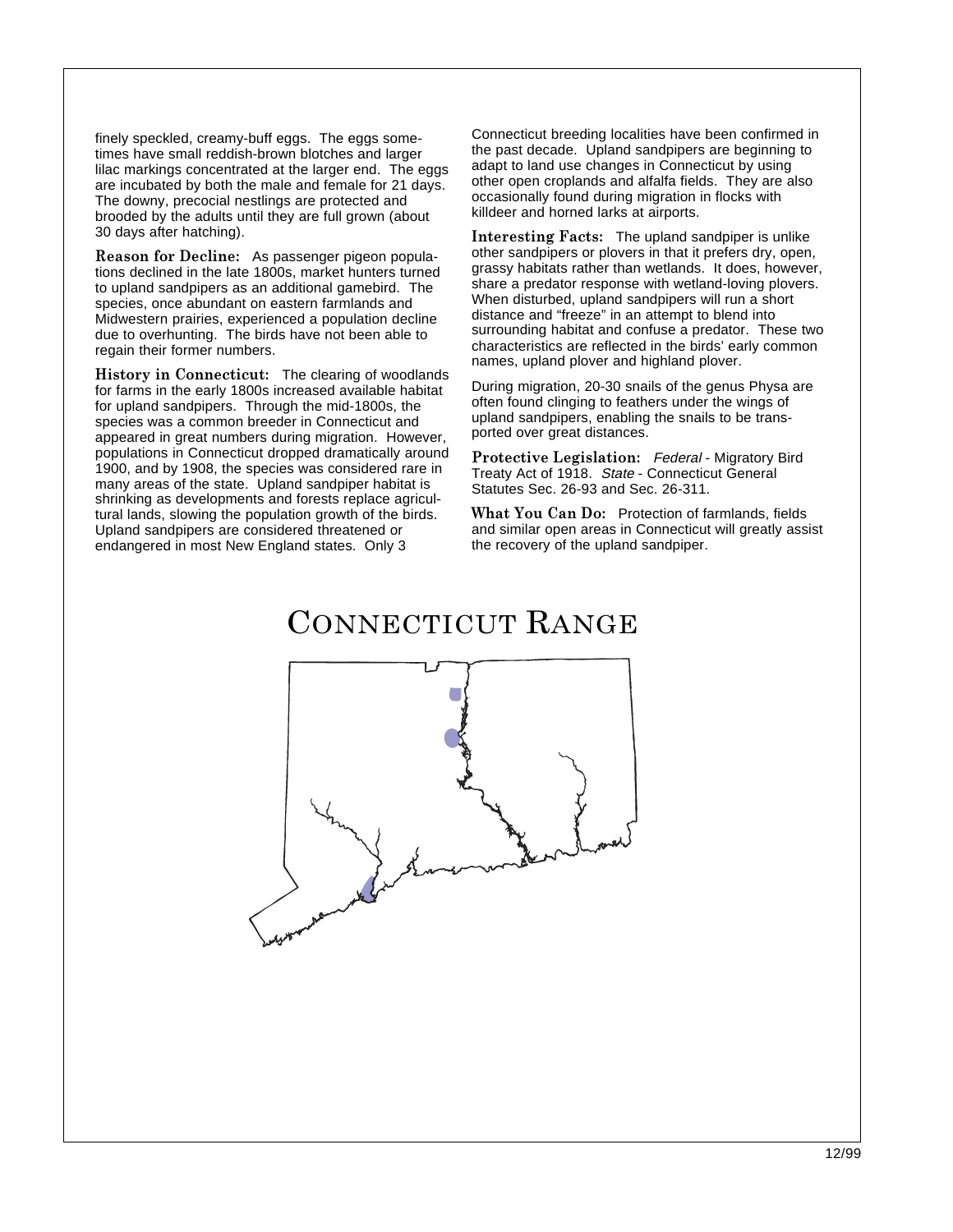finely speckled, creamy-buff eggs. The eggs sometimes have small reddish-brown blotches and larger lilac markings concentrated at the larger end. The eggs are incubated by both the male and female for 21 days. The downy, precocial nestlings are protected and brooded by the adults until they are full grown (about 30 days after hatching).

**Reason for Decline:** As passenger pigeon populations declined in the late 1800s, market hunters turned to upland sandpipers as an additional gamebird. The species, once abundant on eastern farmlands and Midwestern prairies, experienced a population decline due to overhunting. The birds have not been able to regain their former numbers.

**History in Connecticut:** The clearing of woodlands for farms in the early 1800s increased available habitat for upland sandpipers. Through the mid-1800s, the species was a common breeder in Connecticut and appeared in great numbers during migration. However, populations in Connecticut dropped dramatically around 1900, and by 1908, the species was considered rare in many areas of the state. Upland sandpiper habitat is shrinking as developments and forests replace agricultural lands, slowing the population growth of the birds. Upland sandpipers are considered threatened or endangered in most New England states. Only 3 Connecticut breeding localities have been confirmed in the past decade. Upland sandpipers are beginning to adapt to land use changes in Connecticut by using other open croplands and alfalfa fields. They are also occasionally found during migration in flocks with killdeer and horned larks at airports.

**Interesting Facts:** The upland sandpiper is unlike other sandpipers or plovers in that it prefers dry, open, grassy habitats rather than wetlands. It does, however, share a predator response with wetland-loving plovers. When disturbed, upland sandpipers will run a short distance and "freeze" in an attempt to blend into surrounding habitat and confuse a predator. These two characteristics are reflected in the birds' early common names, upland plover and highland plover.

During migration, 20-30 snails of the genus Physa are often found clinging to feathers under the wings of upland sandpipers, enabling the snails to be transported over great distances.

**Protective Legislation:** *Federal* - Migratory Bird Treaty Act of 1918. *State* - Connecticut General Statutes Sec. 26-93 and Sec. 26-311.

**What You Can Do:** Protection of farmlands, fields and similar open areas in Connecticut will greatly assist the recovery of the upland sandpiper.

## Connecticut Range

12/99